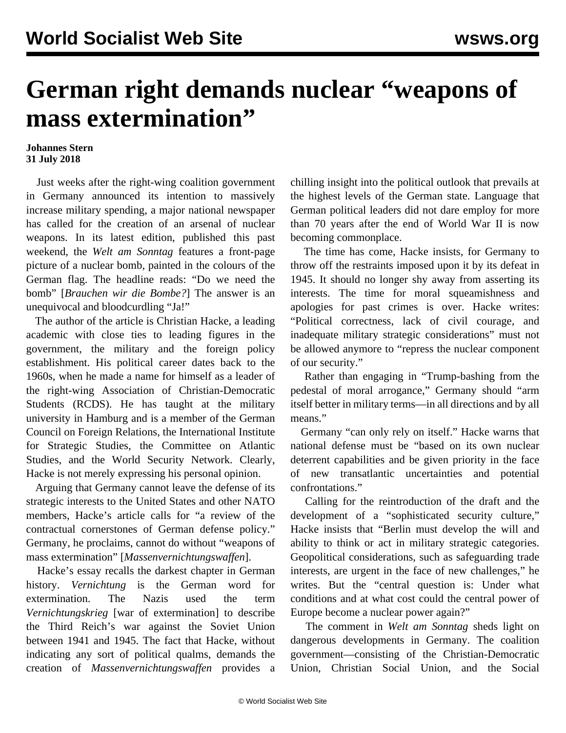# German right demands nuclear "weapons of mass extermination"

**Johannes Stern**
**31 July 2018**

Just weeks after the right-wing coalition government in Germany announced its intention to massively increase military spending, a major national newspaper has called for the creation of an arsenal of nuclear weapons. In its latest edition, published this past weekend, the *Welt am Sonntag* features a front-page picture of a nuclear bomb, painted in the colours of the German flag. The headline reads: "Do we need the bomb" [*Brauchen wir die Bombe?*] The answer is an unequivocal and bloodcurdling "Ja!"

The author of the article is Christian Hacke, a leading academic with close ties to leading figures in the government, the military and the foreign policy establishment. His political career dates back to the 1960s, when he made a name for himself as a leader of the right-wing Association of Christian-Democratic Students (RCDS). He has taught at the military university in Hamburg and is a member of the German Council on Foreign Relations, the International Institute for Strategic Studies, the Committee on Atlantic Studies, and the World Security Network. Clearly, Hacke is not merely expressing his personal opinion.

Arguing that Germany cannot leave the defense of its strategic interests to the United States and other NATO members, Hacke's article calls for "a review of the contractual cornerstones of German defense policy." Germany, he proclaims, cannot do without "weapons of mass extermination" [*Massenvernichtungswaffen*].

Hacke's essay recalls the darkest chapter in German history. *Vernichtung* is the German word for extermination. The Nazis used the term *Vernichtungskrieg* [war of extermination] to describe the Third Reich's war against the Soviet Union between 1941 and 1945. The fact that Hacke, without indicating any sort of political qualms, demands the creation of *Massenvernichtungswaffen* provides a chilling insight into the political outlook that prevails at the highest levels of the German state. Language that German political leaders did not dare employ for more than 70 years after the end of World War II is now becoming commonplace.

The time has come, Hacke insists, for Germany to throw off the restraints imposed upon it by its defeat in 1945. It should no longer shy away from asserting its interests. The time for moral squeamishness and apologies for past crimes is over. Hacke writes: "Political correctness, lack of civil courage, and inadequate military strategic considerations" must not be allowed anymore to "repress the nuclear component of our security."

Rather than engaging in "Trump-bashing from the pedestal of moral arrogance," Germany should "arm itself better in military terms—in all directions and by all means."

Germany "can only rely on itself." Hacke warns that national defense must be "based on its own nuclear deterrent capabilities and be given priority in the face of new transatlantic uncertainties and potential confrontations."

Calling for the reintroduction of the draft and the development of a "sophisticated security culture," Hacke insists that "Berlin must develop the will and ability to think or act in military strategic categories. Geopolitical considerations, such as safeguarding trade interests, are urgent in the face of new challenges," he writes. But the "central question is: Under what conditions and at what cost could the central power of Europe become a nuclear power again?"

The comment in *Welt am Sonntag* sheds light on dangerous developments in Germany. The coalition government—consisting of the Christian-Democratic Union, Christian Social Union, and the Social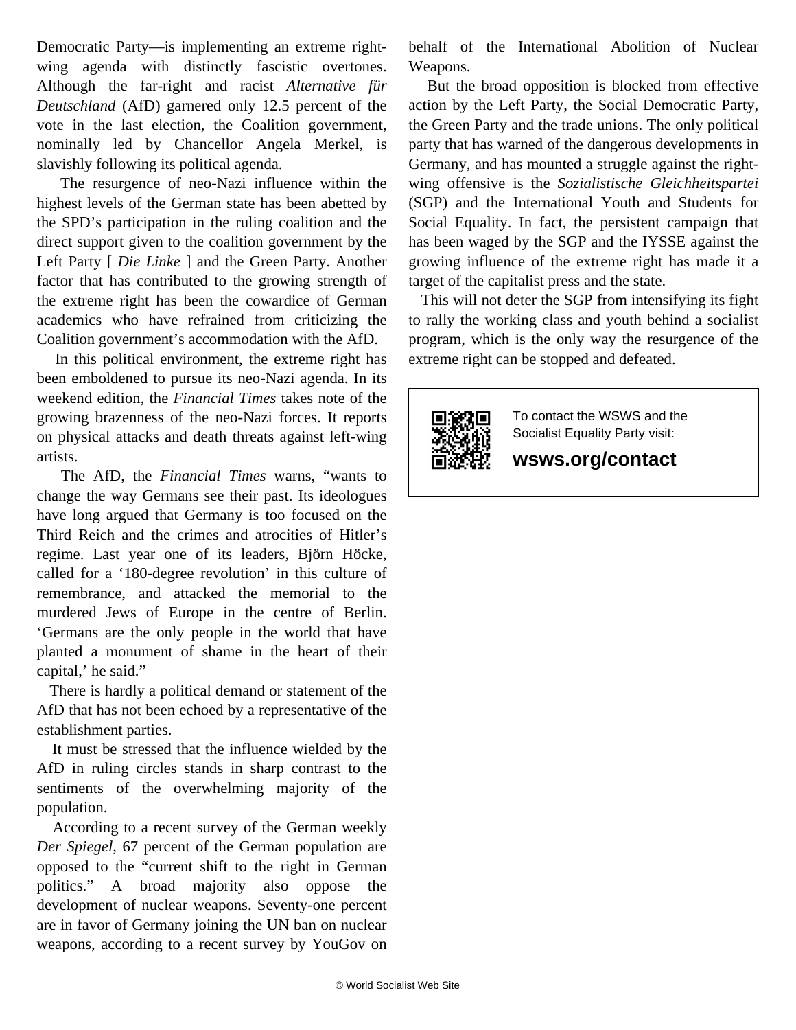Democratic Party—is implementing an extreme right-wing agenda with distinctly fascistic overtones. Although the far-right and racist *Alternative für Deutschland* (AfD) garnered only 12.5 percent of the vote in the last election, the Coalition government, nominally led by Chancellor Angela Merkel, is slavishly following its political agenda.

The resurgence of neo-Nazi influence within the highest levels of the German state has been abetted by the SPD's participation in the ruling coalition and the direct support given to the coalition government by the Left Party [ *Die Linke* ] and the Green Party. Another factor that has contributed to the growing strength of the extreme right has been the cowardice of German academics who have refrained from criticizing the Coalition government's accommodation with the AfD.

In this political environment, the extreme right has been emboldened to pursue its neo-Nazi agenda. In its weekend edition, the *Financial Times* takes note of the growing brazenness of the neo-Nazi forces. It reports on physical attacks and death threats against left-wing artists.

The AfD, the *Financial Times* warns, "wants to change the way Germans see their past. Its ideologues have long argued that Germany is too focused on the Third Reich and the crimes and atrocities of Hitler's regime. Last year one of its leaders, Björn Höcke, called for a '180-degree revolution' in this culture of remembrance, and attacked the memorial to the murdered Jews of Europe in the centre of Berlin. 'Germans are the only people in the world that have planted a monument of shame in the heart of their capital,' he said."

There is hardly a political demand or statement of the AfD that has not been echoed by a representative of the establishment parties.

It must be stressed that the influence wielded by the AfD in ruling circles stands in sharp contrast to the sentiments of the overwhelming majority of the population.

According to a recent survey of the German weekly *Der Spiegel*, 67 percent of the German population are opposed to the "current shift to the right in German politics." A broad majority also oppose the development of nuclear weapons. Seventy-one percent are in favor of Germany joining the UN ban on nuclear weapons, according to a recent survey by YouGov on behalf of the International Abolition of Nuclear Weapons.

But the broad opposition is blocked from effective action by the Left Party, the Social Democratic Party, the Green Party and the trade unions. The only political party that has warned of the dangerous developments in Germany, and has mounted a struggle against the right-wing offensive is the *Sozialistische Gleichheitspartei* (SGP) and the International Youth and Students for Social Equality. In fact, the persistent campaign that has been waged by the SGP and the IYSSE against the growing influence of the extreme right has made it a target of the capitalist press and the state.

This will not deter the SGP from intensifying its fight to rally the working class and youth behind a socialist program, which is the only way the resurgence of the extreme right can be stopped and defeated.

To contact the WSWS and the Socialist Equality Party visit:

**wsws.org/contact**